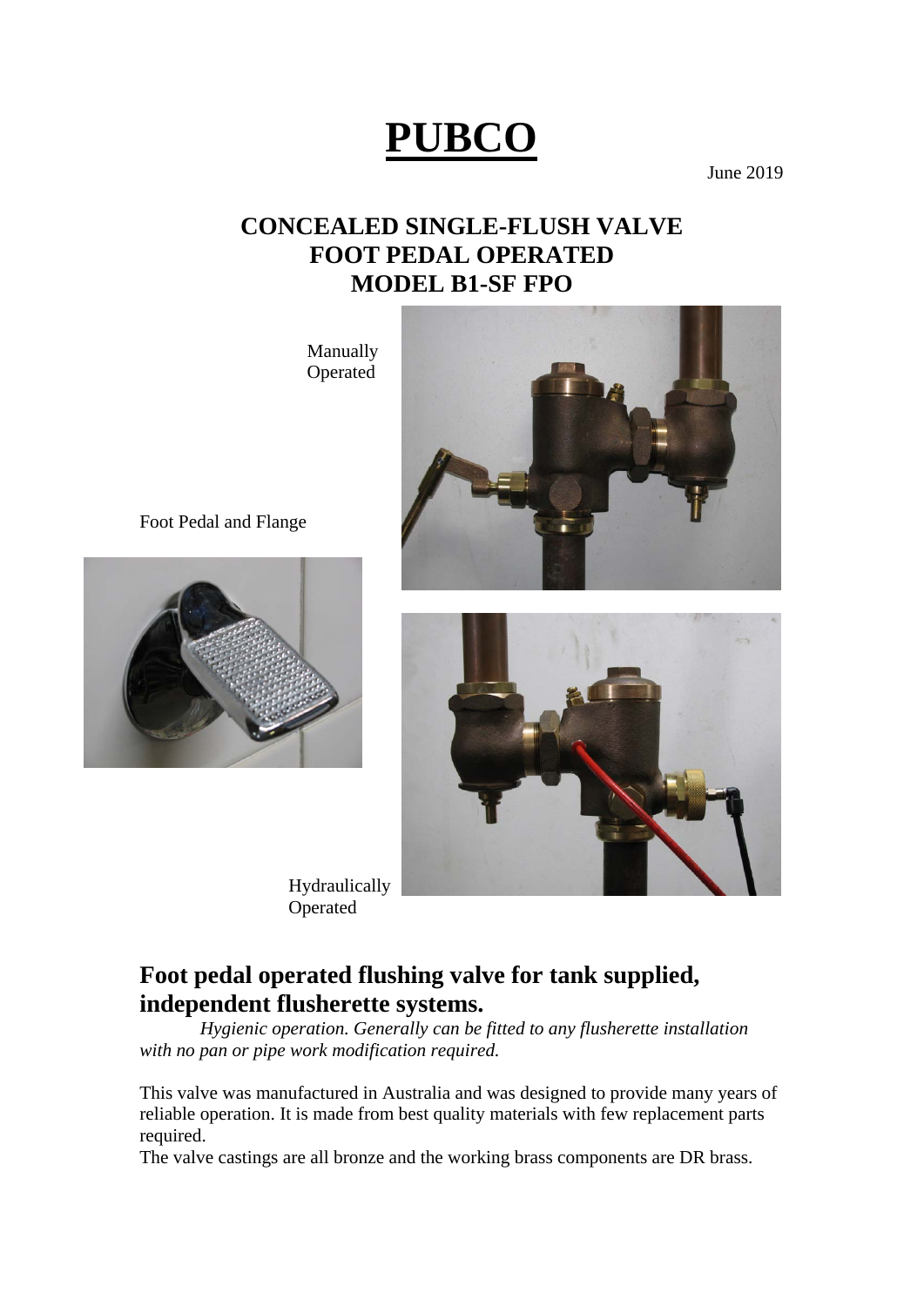# PUBCO

June 2019

## CONCEALED SINGLE-FLUSH VALVE
## FOOT PEDAL OPERATED
## MODEL B1-SF FPO

Manually Operated

Foot Pedal and Flange

Hydraulically Operated

## Foot pedal operated flushing valve for tank supplied, independent flusherette systems.

*Hygienic operation. Generally can be fitted to any flusherette installation with no pan or pipe work modification required.*

This valve was manufactured in Australia and was designed to provide many years of reliable operation. It is made from best quality materials with few replacement parts required.
The valve castings are all bronze and the working brass components are DR brass.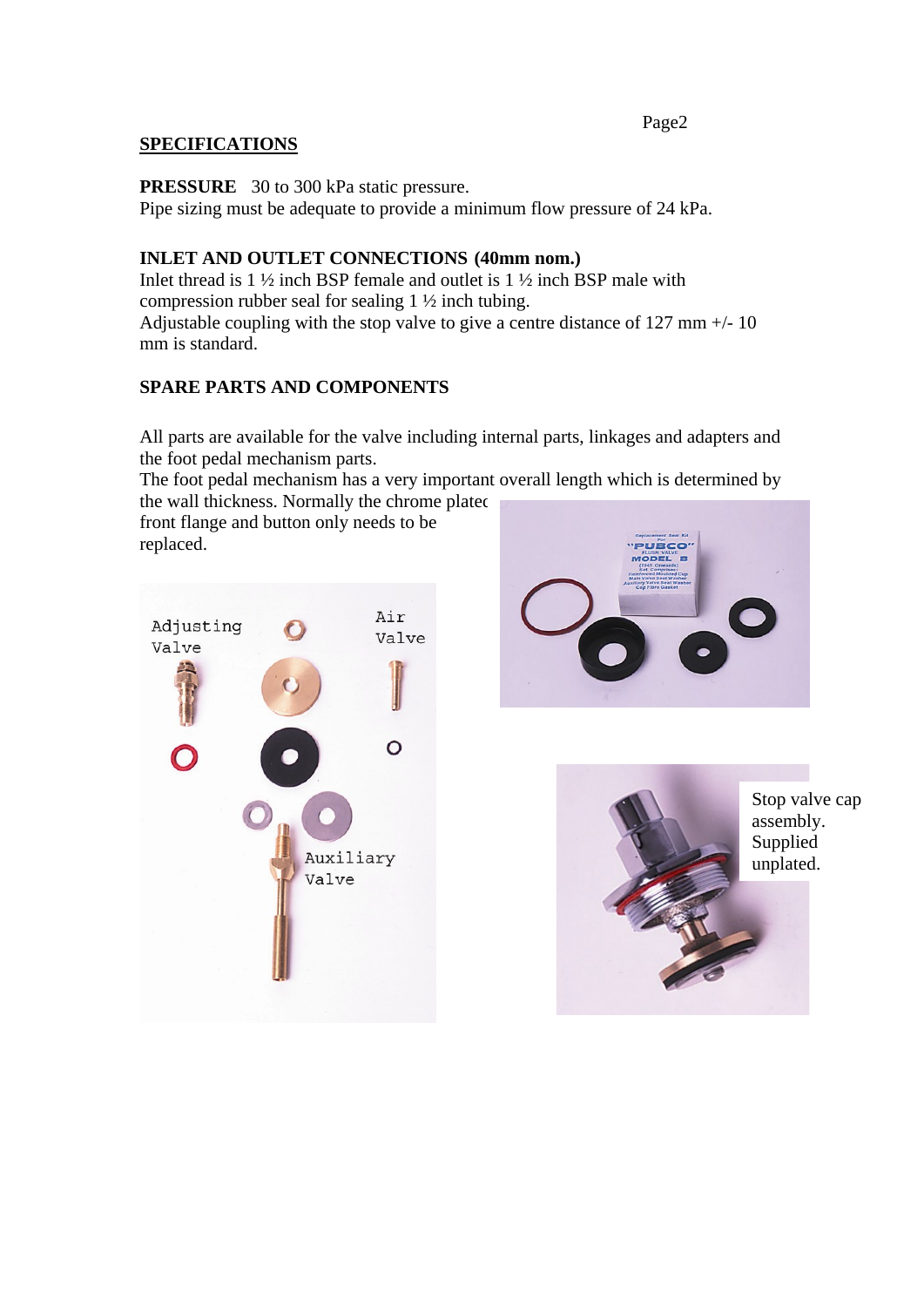## SPECIFICATIONS

**PRESSURE** 30 to 300 kPa static pressure.
Pipe sizing must be adequate to provide a minimum flow pressure of 24 kPa.

**INLET AND OUTLET CONNECTIONS (40mm nom.)**
Inlet thread is 1 ½ inch BSP female and outlet is 1 ½ inch BSP male with compression rubber seal for sealing 1 ½ inch tubing.
Adjustable coupling with the stop valve to give a centre distance of 127 mm +/- 10 mm is standard.

**SPARE PARTS AND COMPONENTS**

All parts are available for the valve including internal parts, linkages and adapters and the foot pedal mechanism parts.
The foot pedal mechanism has a very important overall length which is determined by the wall thickness. Normally the chrome plated front flange and button only needs to be replaced.

Stop valve cap assembly. Supplied unplated.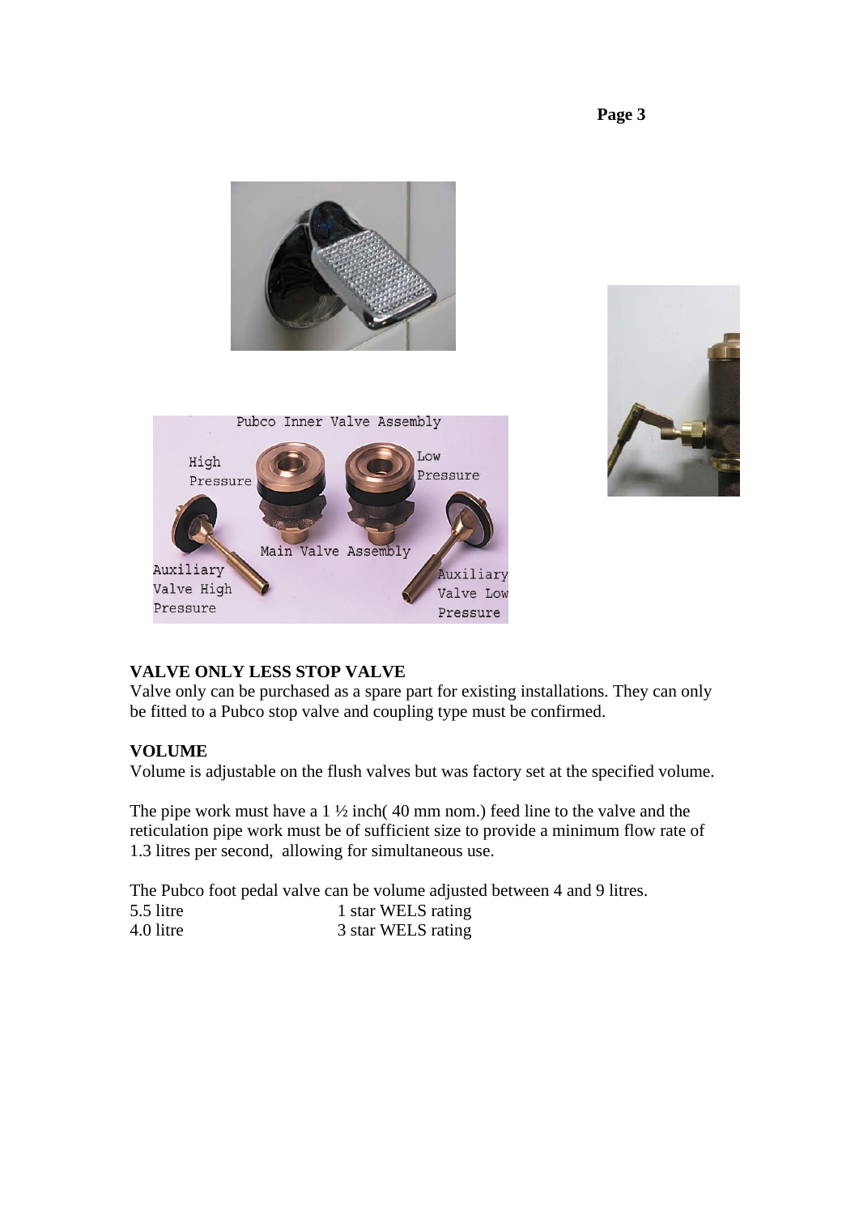## VALVE ONLY LESS STOP VALVE

Valve only can be purchased as a spare part for existing installations. They can only be fitted to a Pubco stop valve and coupling type must be confirmed.

## VOLUME

Volume is adjustable on the flush valves but was factory set at the specified volume.

The pipe work must have a 1 ½ inch( 40 mm nom.) feed line to the valve and the reticulation pipe work must be of sufficient size to provide a minimum flow rate of 1.3 litres per second, allowing for simultaneous use.

The Pubco foot pedal valve can be volume adjusted between 4 and 9 litres.

| | |
|---|---|
| 5.5 litre | 1 star WELS rating |
| 4.0 litre | 3 star WELS rating |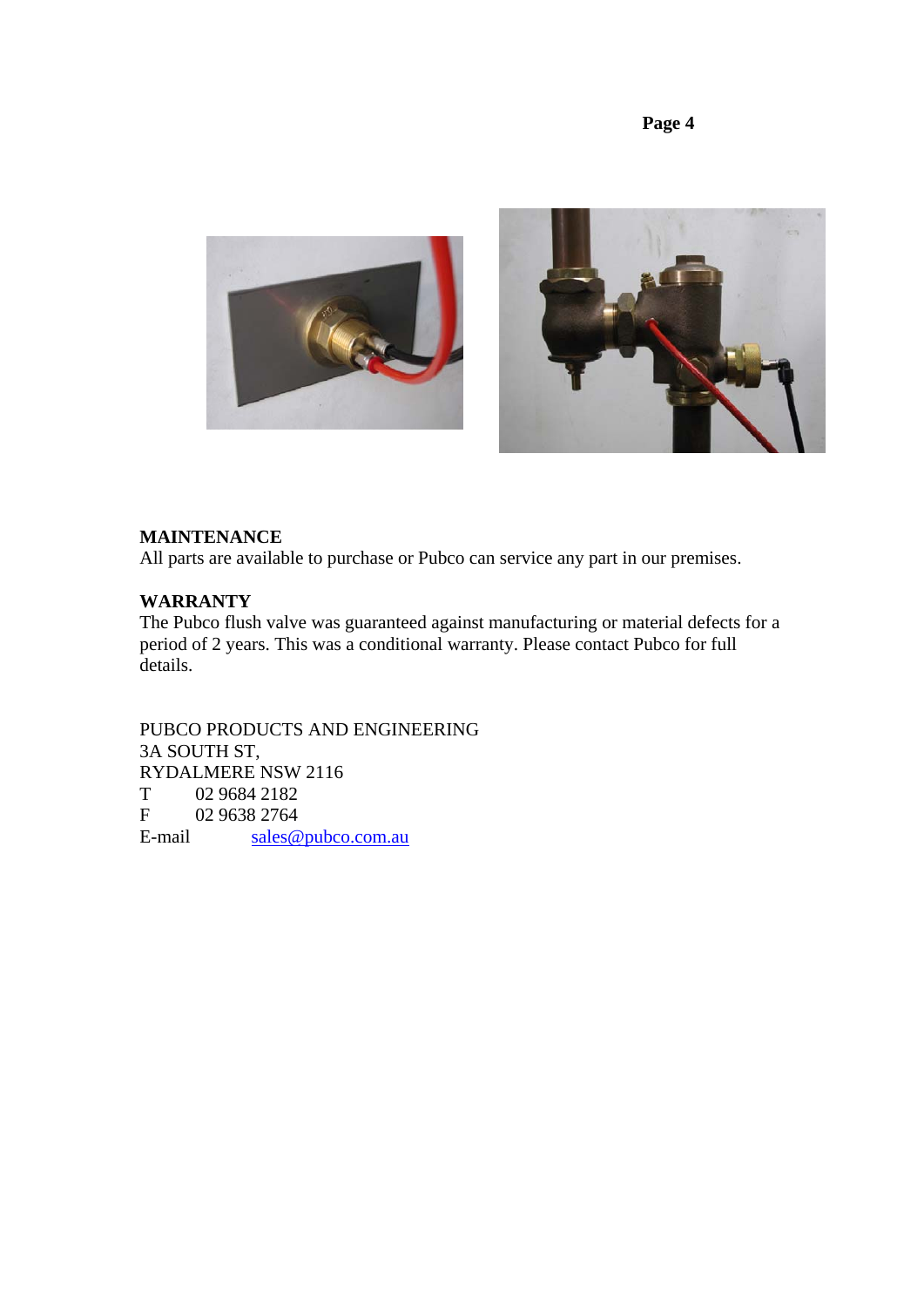## MAINTENANCE

All parts are available to purchase or Pubco can service any part in our premises.

## WARRANTY

The Pubco flush valve was guaranteed against manufacturing or material defects for a period of 2 years. This was a conditional warranty. Please contact Pubco for full details.

PUBCO PRODUCTS AND ENGINEERING
3A SOUTH ST,
RYDALMERE NSW 2116
T 02 9684 2182
F 02 9638 2764
E-mail sales@pubco.com.au